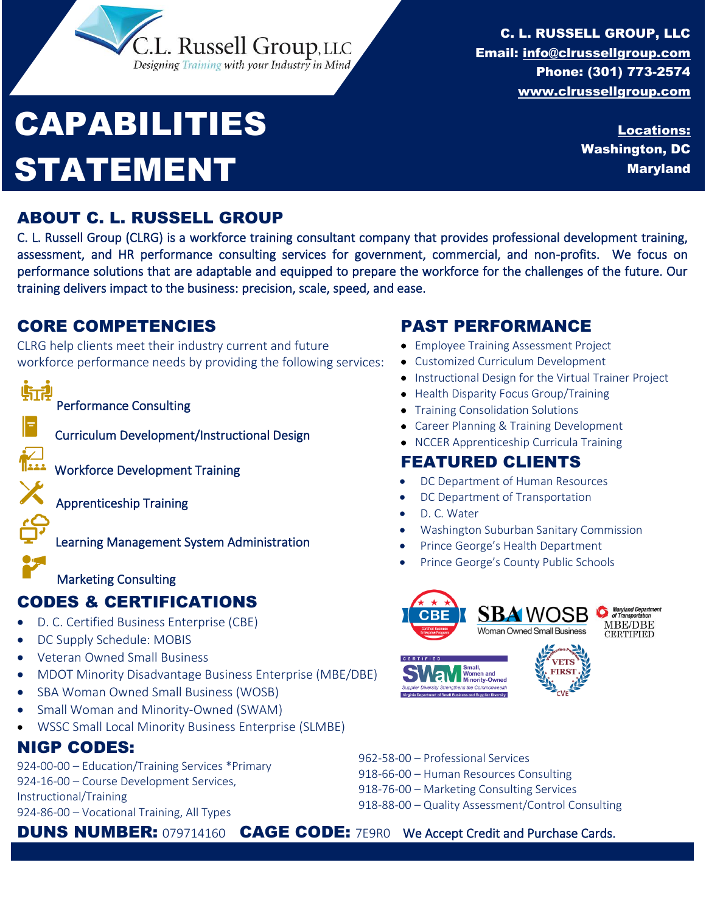C.L. Russell Group, LLC
*Designing Training with your Industry in Mind*

**C. L. RUSSELL GROUP, LLC**
**Email: info@clrussellgroup.com**
**Phone: (301) 773-2574**
**www.clrussellgroup.com**

# CAPABILITIES STATEMENT

**Locations:**
**Washington, DC**
**Maryland**

## ABOUT C. L. RUSSELL GROUP

C. L. Russell Group (CLRG) is a workforce training consultant company that provides professional development training, assessment, and HR performance consulting services for government, commercial, and non-profits. We focus on performance solutions that are adaptable and equipped to prepare the workforce for the challenges of the future. Our training delivers impact to the business: precision, scale, speed, and ease.

## CORE COMPETENCIES

CLRG help clients meet their industry current and future workforce performance needs by providing the following services:

- Performance Consulting
- Curriculum Development/Instructional Design
- Workforce Development Training
- Apprenticeship Training
- Learning Management System Administration
- Marketing Consulting

## CODES & CERTIFICATIONS

- D. C. Certified Business Enterprise (CBE)
- DC Supply Schedule: MOBIS
- Veteran Owned Small Business
- MDOT Minority Disadvantage Business Enterprise (MBE/DBE)
- SBA Woman Owned Small Business (WOSB)
- Small Woman and Minority-Owned (SWAM)
- WSSC Small Local Minority Business Enterprise (SLMBE)

## PAST PERFORMANCE

- Employee Training Assessment Project
- Customized Curriculum Development
- Instructional Design for the Virtual Trainer Project
- Health Disparity Focus Group/Training
- Training Consolidation Solutions
- Career Planning & Training Development
- NCCER Apprenticeship Curricula Training

## FEATURED CLIENTS

- DC Department of Human Resources
- DC Department of Transportation
- D. C. Water
- Washington Suburban Sanitary Commission
- Prince George's Health Department
- Prince George's County Public Schools

CBE Certified Business Enterprise Program | SBA WOSB Woman Owned Small Business | Maryland Department of Transportation MBE/DBE CERTIFIED | CERTIFIED SWaM Small, Women and Minority-Owned — Supplier Diversity Strengthens the Commonwealth — Virginia Department of Small Business and Supplier Diversity | Verification Program VETS FIRST CVE

## NIGP CODES:

924-00-00 – Education/Training Services *Primary
924-16-00 – Course Development Services, Instructional/Training
924-86-00 – Vocational Training, All Types
962-58-00 – Professional Services
918-66-00 – Human Resources Consulting
918-76-00 – Marketing Consulting Services
918-88-00 – Quality Assessment/Control Consulting

**DUNS NUMBER:** 079714160 **CAGE CODE:** 7E9R0 We Accept Credit and Purchase Cards.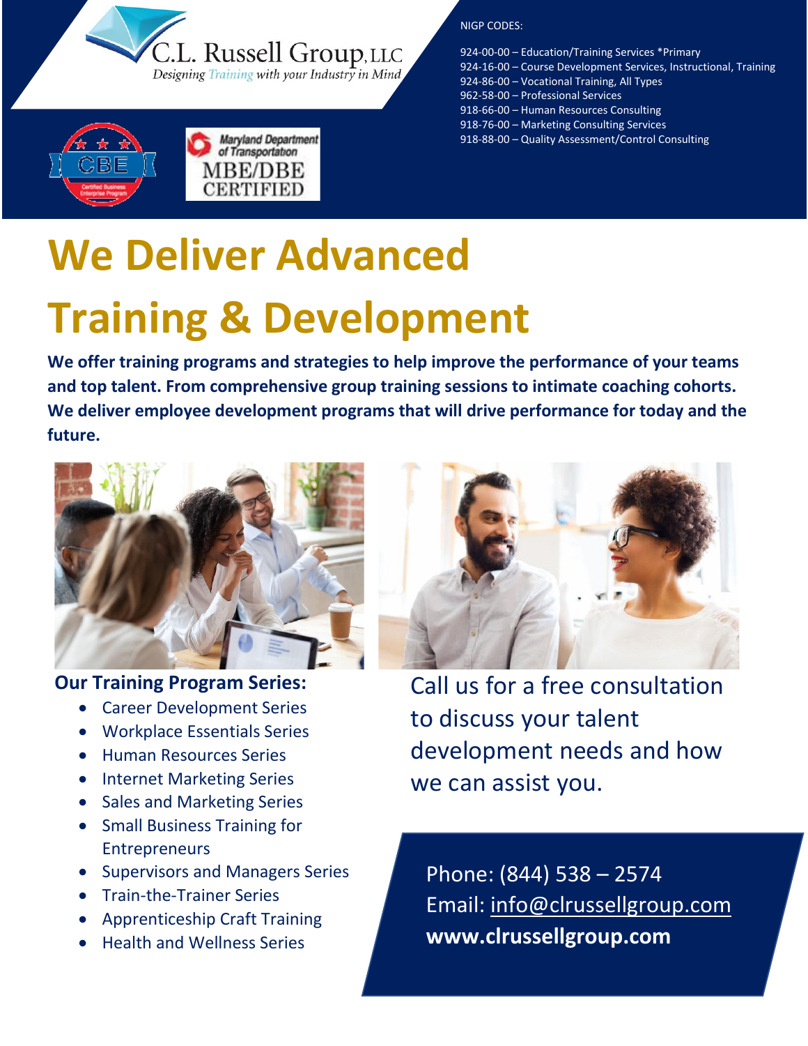C.L. Russell Group, LLC

*Designing Training with your Industry in Mind*

CBE

Maryland Department of Transportation MBE/DBE CERTIFIED

NIGP CODES:

924-00-00 – Education/Training Services *Primary
924-16-00 – Course Development Services, Instructional, Training
924-86-00 – Vocational Training, All Types
962-58-00 – Professional Services
918-66-00 – Human Resources Consulting
918-76-00 – Marketing Consulting Services
918-88-00 – Quality Assessment/Control Consulting

# We Deliver Advanced Training & Development

**We offer training programs and strategies to help improve the performance of your teams and top talent. From comprehensive group training sessions to intimate coaching cohorts. We deliver employee development programs that will drive performance for today and the future.**

## Our Training Program Series:

- Career Development Series
- Workplace Essentials Series
- Human Resources Series
- Internet Marketing Series
- Sales and Marketing Series
- Small Business Training for Entrepreneurs
- Supervisors and Managers Series
- Train-the-Trainer Series
- Apprenticeship Craft Training
- Health and Wellness Series

Call us for a free consultation to discuss your talent development needs and how we can assist you.

Phone: (844) 538 – 2574
Email: info@clrussellgroup.com
**www.clrussellgroup.com**